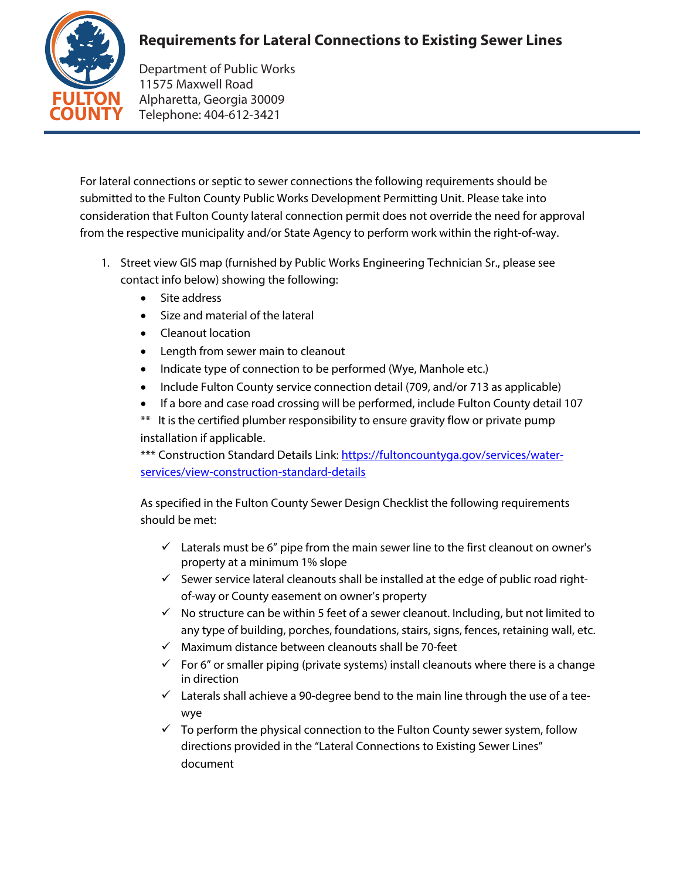# Requirements for Lateral Connections to Existing Sewer Lines

Department of Public Works
11575 Maxwell Road
Alpharetta, Georgia 30009
Telephone: 404-612-3421

FULTON COUNTY

For lateral connections or septic to sewer connections the following requirements should be submitted to the Fulton County Public Works Development Permitting Unit. Please take into consideration that Fulton County lateral connection permit does not override the need for approval from the respective municipality and/or State Agency to perform work within the right-of-way.

1. Street view GIS map (furnished by Public Works Engineering Technician Sr., please see contact info below) showing the following:
   - Site address
   - Size and material of the lateral
   - Cleanout location
   - Length from sewer main to cleanout
   - Indicate type of connection to be performed (Wye, Manhole etc.)
   - Include Fulton County service connection detail (709, and/or 713 as applicable)
   - If a bore and case road crossing will be performed, include Fulton County detail 107

   ** It is the certified plumber responsibility to ensure gravity flow or private pump installation if applicable.

   *** Construction Standard Details Link: [https://fultoncountyga.gov/services/water-services/view-construction-standard-details](https://fultoncountyga.gov/services/water-services/view-construction-standard-details)

   As specified in the Fulton County Sewer Design Checklist the following requirements should be met:

   - ✓ Laterals must be 6" pipe from the main sewer line to the first cleanout on owner's property at a minimum 1% slope
   - ✓ Sewer service lateral cleanouts shall be installed at the edge of public road right-of-way or County easement on owner's property
   - ✓ No structure can be within 5 feet of a sewer cleanout. Including, but not limited to any type of building, porches, foundations, stairs, signs, fences, retaining wall, etc.
   - ✓ Maximum distance between cleanouts shall be 70-feet
   - ✓ For 6" or smaller piping (private systems) install cleanouts where there is a change in direction
   - ✓ Laterals shall achieve a 90-degree bend to the main line through the use of a tee-wye
   - ✓ To perform the physical connection to the Fulton County sewer system, follow directions provided in the "Lateral Connections to Existing Sewer Lines" document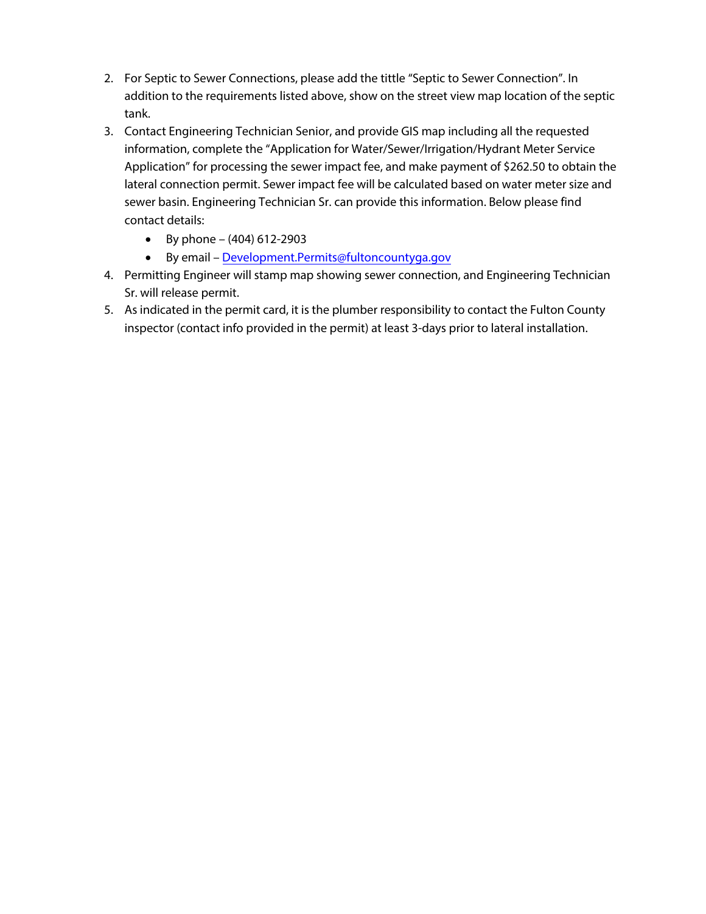2. For Septic to Sewer Connections, please add the tittle "Septic to Sewer Connection". In addition to the requirements listed above, show on the street view map location of the septic tank.
3. Contact Engineering Technician Senior, and provide GIS map including all the requested information, complete the "Application for Water/Sewer/Irrigation/Hydrant Meter Service Application" for processing the sewer impact fee, and make payment of $262.50 to obtain the lateral connection permit. Sewer impact fee will be calculated based on water meter size and sewer basin. Engineering Technician Sr. can provide this information. Below please find contact details:
   - By phone – (404) 612-2903
   - By email – Development.Permits@fultoncountyga.gov
4. Permitting Engineer will stamp map showing sewer connection, and Engineering Technician Sr. will release permit.
5. As indicated in the permit card, it is the plumber responsibility to contact the Fulton County inspector (contact info provided in the permit) at least 3-days prior to lateral installation.